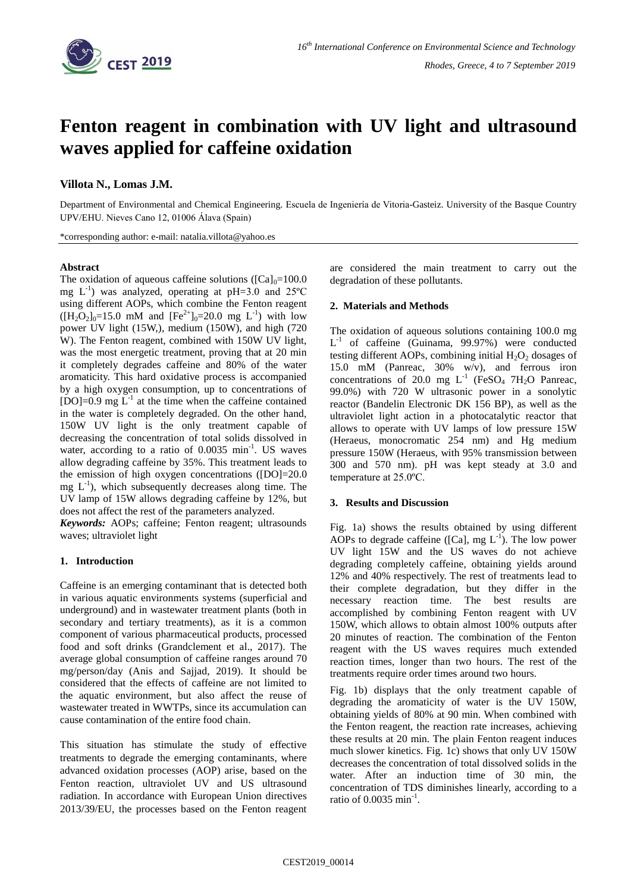# Fenton reagent in combination with UV light and ultrasound waves applied for caffeine oxidation

**Villota N., Lomas J.M.**

Department of Environmental and Chemical Engineering. Escuela de Ingeniería de Vitoria-Gasteiz. University of the Basque Country UPV/EHU. Nieves Cano 12, 01006 Álava (Spain)

*corresponding author: e-mail: natalia.villota@yahoo.es

### Abstract

The oxidation of aqueous caffeine solutions ($[Ca]_0$=100.0 mg $L^{-1}$) was analyzed, operating at pH=3.0 and 25ºC using different AOPs, which combine the Fenton reagent ($[H_2O_2]_0$=15.0 mM and $[Fe^{2+}]_0$=20.0 mg $L^{-1}$) with low power UV light (15W,), medium (150W), and high (720 W). The Fenton reagent, combined with 150W UV light, was the most energetic treatment, proving that at 20 min it completely degrades caffeine and 80% of the water aromaticity. This hard oxidative process is accompanied by a high oxygen consumption, up to concentrations of [DO]=0.9 mg $L^{-1}$ at the time when the caffeine contained in the water is completely degraded. On the other hand, 150W UV light is the only treatment capable of decreasing the concentration of total solids dissolved in water, according to a ratio of 0.0035 $min^{-1}$. US waves allow degrading caffeine by 35%. This treatment leads to the emission of high oxygen concentrations ([DO]=20.0 mg $L^{-1}$), which subsequently decreases along time. The UV lamp of 15W allows degrading caffeine by 12%, but does not affect the rest of the parameters analyzed.

***Keywords:*** AOPs; caffeine; Fenton reagent; ultrasounds waves; ultraviolet light

## 1. Introduction

Caffeine is an emerging contaminant that is detected both in various aquatic environments systems (superficial and underground) and in wastewater treatment plants (both in secondary and tertiary treatments), as it is a common component of various pharmaceutical products, processed food and soft drinks (Grandclement et al., 2017). The average global consumption of caffeine ranges around 70 mg/person/day (Anis and Sajjad, 2019). It should be considered that the effects of caffeine are not limited to the aquatic environment, but also affect the reuse of wastewater treated in WWTPs, since its accumulation can cause contamination of the entire food chain.

This situation has stimulate the study of effective treatments to degrade the emerging contaminants, where advanced oxidation processes (AOP) arise, based on the Fenton reaction, ultraviolet UV and US ultrasound radiation. In accordance with European Union directives 2013/39/EU, the processes based on the Fenton reagent are considered the main treatment to carry out the degradation of these pollutants.

## 2. Materials and Methods

The oxidation of aqueous solutions containing 100.0 mg $L^{-1}$ of caffeine (Guinama, 99.97%) were conducted testing different AOPs, combining initial $H_2O_2$ dosages of 15.0 mM (Panreac, 30% w/v), and ferrous iron concentrations of 20.0 mg $L^{-1}$ ($FeSO_4\ 7H_2O$ Panreac, 99.0%) with 720 W ultrasonic power in a sonolytic reactor (Bandelin Electronic DK 156 BP), as well as the ultraviolet light action in a photocatalytic reactor that allows to operate with UV lamps of low pressure 15W (Heraeus, monocromatic 254 nm) and Hg medium pressure 150W (Heraeus, with 95% transmission between 300 and 570 nm). pH was kept steady at 3.0 and temperature at 25.0ºC.

## 3. Results and Discussion

Fig. 1a) shows the results obtained by using different AOPs to degrade caffeine ([Ca], mg $L^{-1}$). The low power UV light 15W and the US waves do not achieve degrading completely caffeine, obtaining yields around 12% and 40% respectively. The rest of treatments lead to their complete degradation, but they differ in the necessary reaction time. The best results are accomplished by combining Fenton reagent with UV 150W, which allows to obtain almost 100% outputs after 20 minutes of reaction. The combination of the Fenton reagent with the US waves requires much extended reaction times, longer than two hours. The rest of the treatments require order times around two hours.

Fig. 1b) displays that the only treatment capable of degrading the aromaticity of water is the UV 150W, obtaining yields of 80% at 90 min. When combined with the Fenton reagent, the reaction rate increases, achieving these results at 20 min. The plain Fenton reagent induces much slower kinetics. Fig. 1c) shows that only UV 150W decreases the concentration of total dissolved solids in the water. After an induction time of 30 min, the concentration of TDS diminishes linearly, according to a ratio of 0.0035 $min^{-1}$.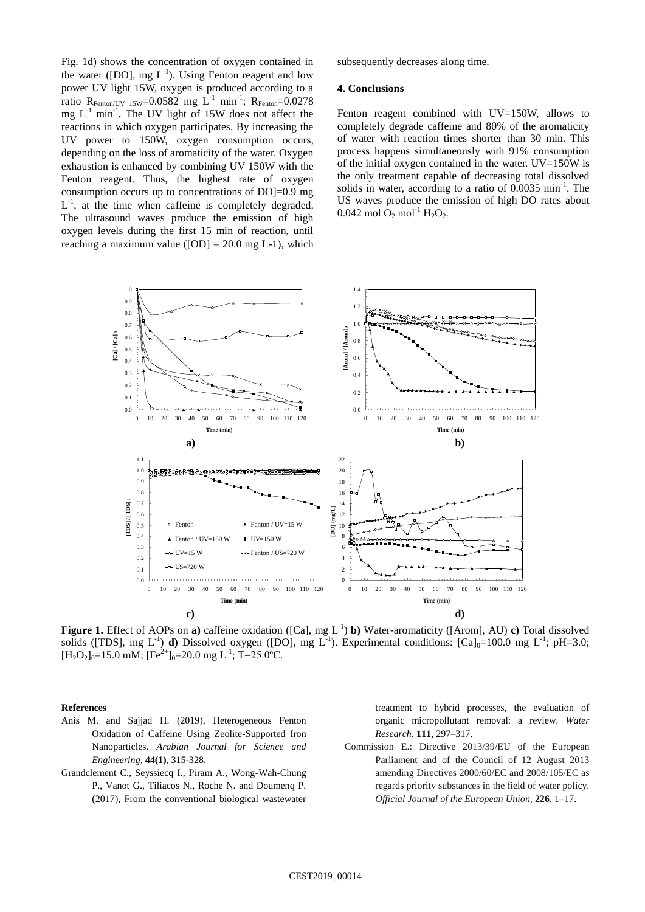Fig. 1d) shows the concentration of oxygen contained in the water ([DO], mg $L^{-1}$). Using Fenton reagent and low power UV light 15W, oxygen is produced according to a ratio $R_{Fenton/UV\ 15W}$=0.0582 mg $L^{-1}$ $min^{-1}$; $R_{Fenton}$=0.0278 mg $L^{-1}$ $min^{-1}$**.** The UV light of 15W does not affect the reactions in which oxygen participates. By increasing the UV power to 150W, oxygen consumption occurs, depending on the loss of aromaticity of the water. Oxygen exhaustion is enhanced by combining UV 150W with the Fenton reagent. Thus, the highest rate of oxygen consumption occurs up to concentrations of DO]=0.9 mg $L^{-1}$, at the time when caffeine is completely degraded. The ultrasound waves produce the emission of high oxygen levels during the first 15 min of reaction, until reaching a maximum value ([OD] = 20.0 mg L-1), which subsequently decreases along time.

## 4. Conclusions

Fenton reagent combined with UV=150W, allows to completely degrade caffeine and 80% of the aromaticity of water with reaction times shorter than 30 min. This process happens simultaneously with 91% consumption of the initial oxygen contained in the water. UV=150W is the only treatment capable of decreasing total dissolved solids in water, according to a ratio of 0.0035 $min^{-1}$. The US waves produce the emission of high DO rates about 0.042 mol $O_2$ $mol^{-1}$ $H_2O_2$.

a)
[Ca] / [Ca]₀
Time (min)

b)
[Arom] / [Arom]₀
Time (min)

c)
[TDS] / [TDS]₀
Time (min)
Fenton
Fenton / UV=15 W
Fenton / UV=150 W
UV=150 W
UV=15 W
Fenton / US=720 W
US=720 W

d)
[DO] (mg/L)
Time (min)

**Figure 1.** Effect of AOPs on **a)** caffeine oxidation ([Ca], mg $L^{-1}$) **b)** Water-aromaticity ([Arom], AU) **c)** Total dissolved solids ([TDS], mg $L^{-1}$) **d)** Dissolved oxygen ([DO], mg $L^{-1}$). Experimental conditions: $[Ca]_0$=100.0 mg $L^{-1}$; pH=3.0; $[H_2O_2]_0$=15.0 mM; $[Fe^{2+}]_0$=20.0 mg $L^{-1}$; T=25.0ºC.

**References**

Anis M. and Sajjad H. (2019), Heterogeneous Fenton Oxidation of Caffeine Using Zeolite-Supported Iron Nanoparticles. *Arabian Journal for Science and Engineering*, **44(1)**, 315-328.

Grandclement C., Seyssiecq I., Piram A., Wong-Wah-Chung P., Vanot G., Tiliacos N., Roche N. and Doumenq P. (2017), From the conventional biological wastewater treatment to hybrid processes, the evaluation of organic micropollutant removal: a review. *Water Research*, **111**, 297–317.

Commission E.: Directive 2013/39/EU of the European Parliament and of the Council of 12 August 2013 amending Directives 2000/60/EC and 2008/105/EC as regards priority substances in the field of water policy. *Official Journal of the European Union*, **226**, 1–17.